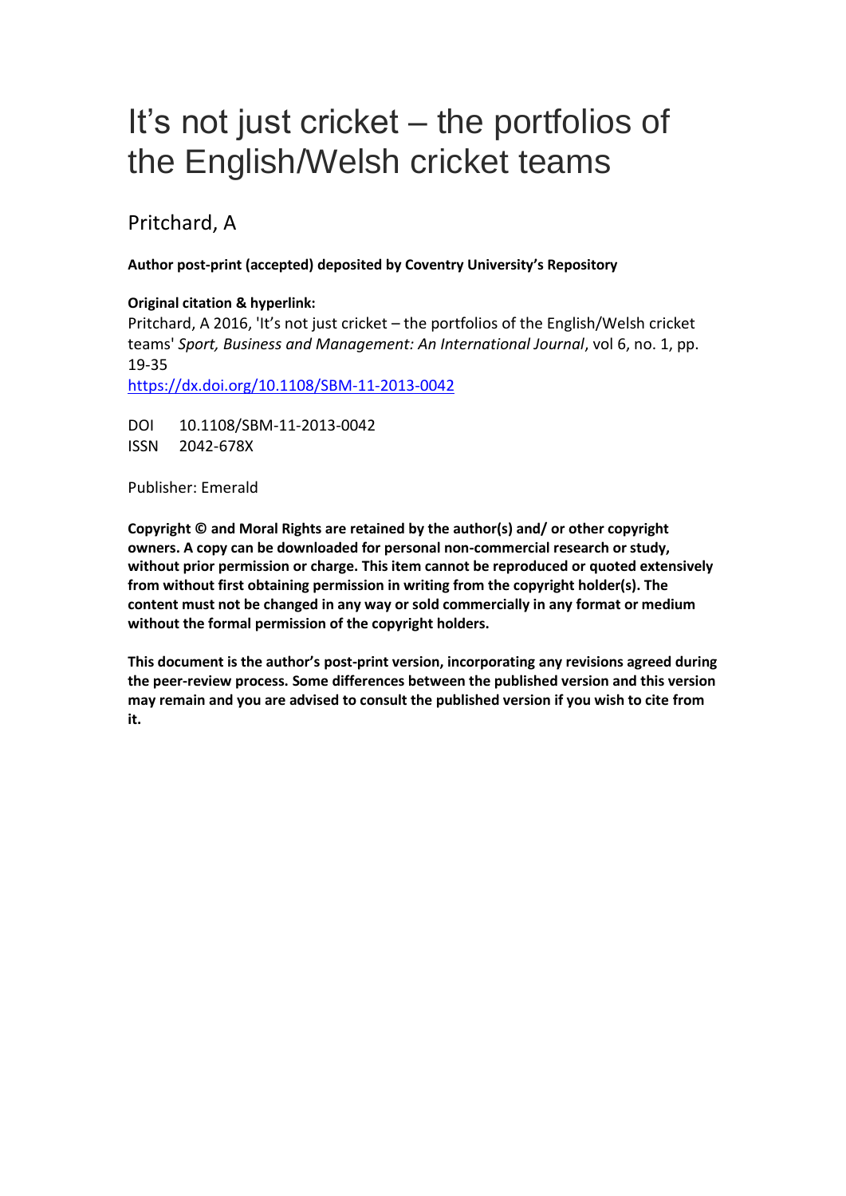# It's not just cricket – the portfolios of the English/Welsh cricket teams

Pritchard, A

**Author post-print (accepted) deposited by Coventry University's Repository**

**Original citation & hyperlink:**

Pritchard, A 2016, 'It's not just cricket – the portfolios of the English/Welsh cricket teams' *Sport, Business and Management: An International Journal*, vol 6, no. 1, pp. 19-35

https://dx.doi.org/10.1108/SBM-11-2013-0042

DOI 10.1108/SBM-11-2013-0042

ISSN 2042-678X

Publisher: Emerald

**Copyright © and Moral Rights are retained by the author(s) and/ or other copyright owners. A copy can be downloaded for personal non-commercial research or study, without prior permission or charge. This item cannot be reproduced or quoted extensively from without first obtaining permission in writing from the copyright holder(s). The content must not be changed in any way or sold commercially in any format or medium without the formal permission of the copyright holders.**

**This document is the author's post-print version, incorporating any revisions agreed during the peer-review process. Some differences between the published version and this version may remain and you are advised to consult the published version if you wish to cite from it.**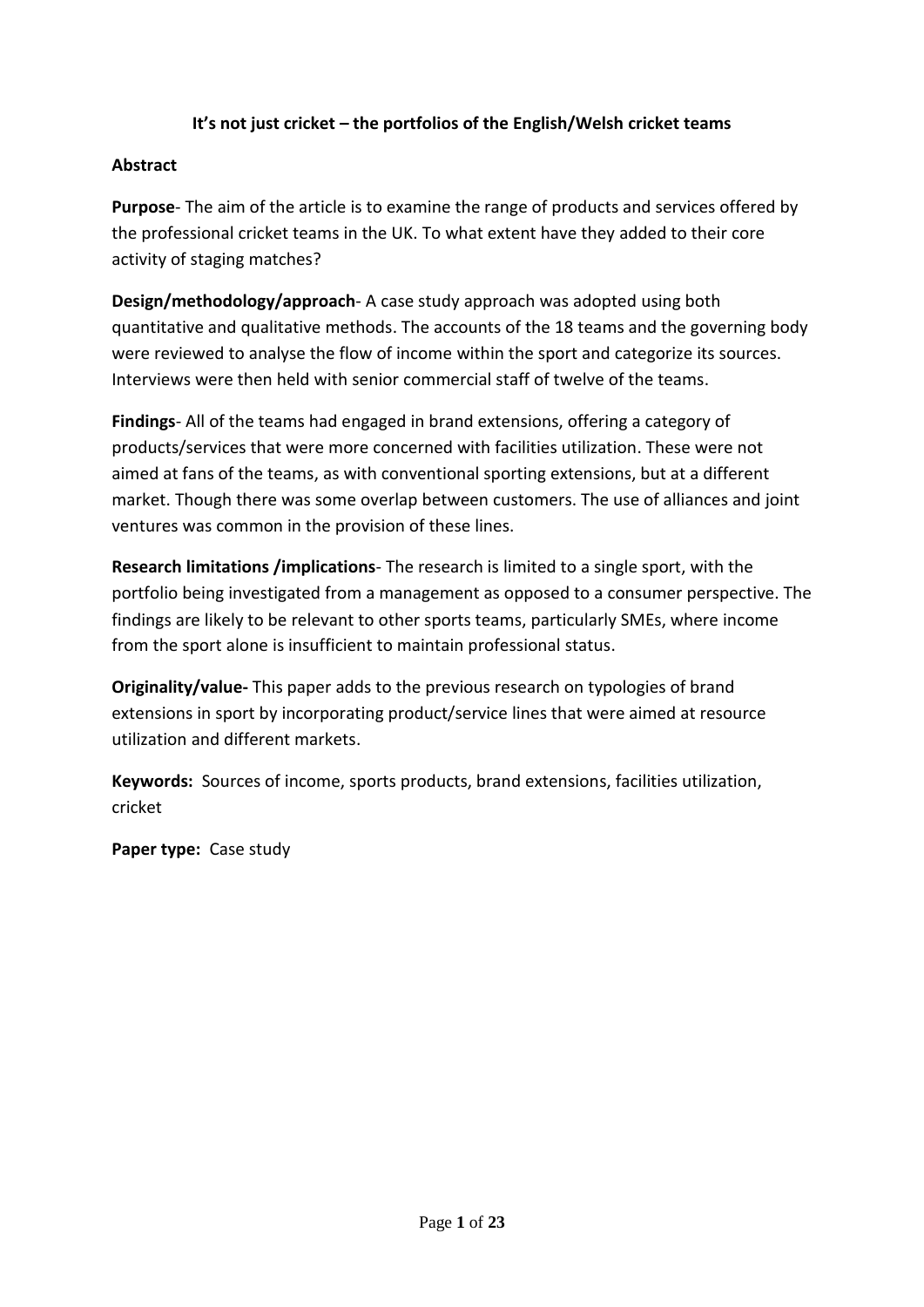**It's not just cricket – the portfolios of the English/Welsh cricket teams**

**Abstract**

**Purpose**- The aim of the article is to examine the range of products and services offered by the professional cricket teams in the UK. To what extent have they added to their core activity of staging matches?

**Design/methodology/approach**- A case study approach was adopted using both quantitative and qualitative methods. The accounts of the 18 teams and the governing body were reviewed to analyse the flow of income within the sport and categorize its sources. Interviews were then held with senior commercial staff of twelve of the teams.

**Findings**- All of the teams had engaged in brand extensions, offering a category of products/services that were more concerned with facilities utilization. These were not aimed at fans of the teams, as with conventional sporting extensions, but at a different market. Though there was some overlap between customers. The use of alliances and joint ventures was common in the provision of these lines.

**Research limitations /implications**- The research is limited to a single sport, with the portfolio being investigated from a management as opposed to a consumer perspective. The findings are likely to be relevant to other sports teams, particularly SMEs, where income from the sport alone is insufficient to maintain professional status.

**Originality/value-** This paper adds to the previous research on typologies of brand extensions in sport by incorporating product/service lines that were aimed at resource utilization and different markets.

**Keywords:** Sources of income, sports products, brand extensions, facilities utilization, cricket

**Paper type:** Case study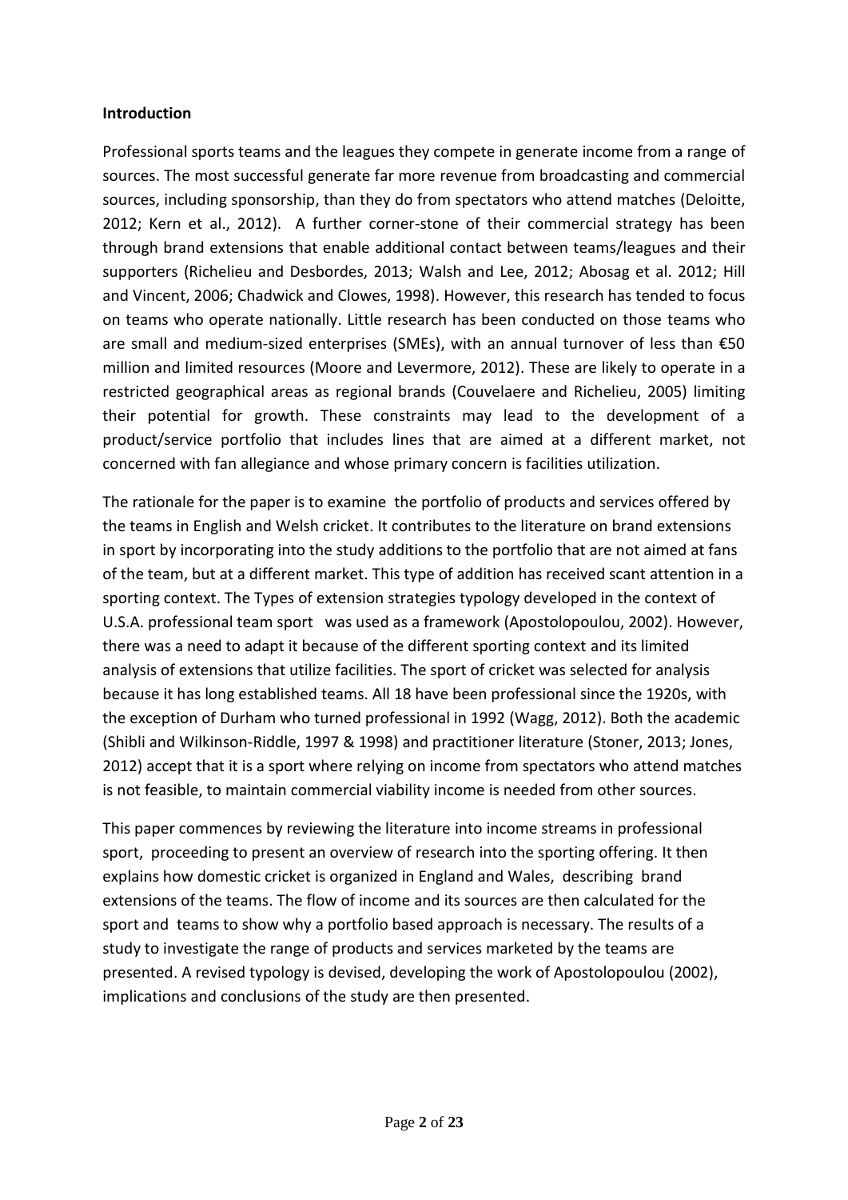**Introduction**

Professional sports teams and the leagues they compete in generate income from a range of sources. The most successful generate far more revenue from broadcasting and commercial sources, including sponsorship, than they do from spectators who attend matches (Deloitte, 2012; Kern et al., 2012). A further corner-stone of their commercial strategy has been through brand extensions that enable additional contact between teams/leagues and their supporters (Richelieu and Desbordes, 2013; Walsh and Lee, 2012; Abosag et al. 2012; Hill and Vincent, 2006; Chadwick and Clowes, 1998). However, this research has tended to focus on teams who operate nationally. Little research has been conducted on those teams who are small and medium-sized enterprises (SMEs), with an annual turnover of less than €50 million and limited resources (Moore and Levermore, 2012). These are likely to operate in a restricted geographical areas as regional brands (Couvelaere and Richelieu, 2005) limiting their potential for growth. These constraints may lead to the development of a product/service portfolio that includes lines that are aimed at a different market, not concerned with fan allegiance and whose primary concern is facilities utilization.

The rationale for the paper is to examine the portfolio of products and services offered by the teams in English and Welsh cricket. It contributes to the literature on brand extensions in sport by incorporating into the study additions to the portfolio that are not aimed at fans of the team, but at a different market. This type of addition has received scant attention in a sporting context. The Types of extension strategies typology developed in the context of U.S.A. professional team sport was used as a framework (Apostolopoulou, 2002). However, there was a need to adapt it because of the different sporting context and its limited analysis of extensions that utilize facilities. The sport of cricket was selected for analysis because it has long established teams. All 18 have been professional since the 1920s, with the exception of Durham who turned professional in 1992 (Wagg, 2012). Both the academic (Shibli and Wilkinson-Riddle, 1997 & 1998) and practitioner literature (Stoner, 2013; Jones, 2012) accept that it is a sport where relying on income from spectators who attend matches is not feasible, to maintain commercial viability income is needed from other sources.

This paper commences by reviewing the literature into income streams in professional sport, proceeding to present an overview of research into the sporting offering. It then explains how domestic cricket is organized in England and Wales, describing brand extensions of the teams. The flow of income and its sources are then calculated for the sport and teams to show why a portfolio based approach is necessary. The results of a study to investigate the range of products and services marketed by the teams are presented. A revised typology is devised, developing the work of Apostolopoulou (2002), implications and conclusions of the study are then presented.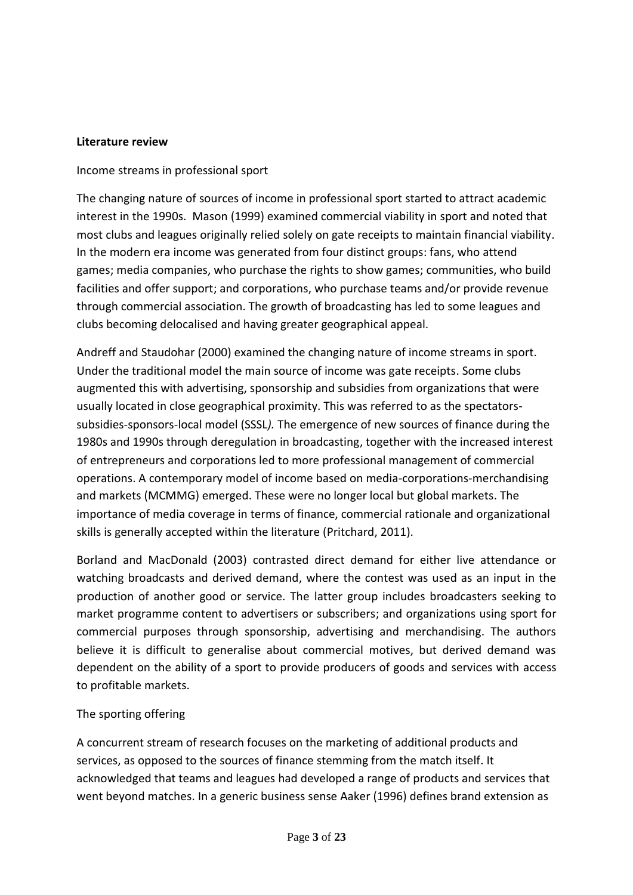**Literature review**

Income streams in professional sport

The changing nature of sources of income in professional sport started to attract academic interest in the 1990s. Mason (1999) examined commercial viability in sport and noted that most clubs and leagues originally relied solely on gate receipts to maintain financial viability. In the modern era income was generated from four distinct groups: fans, who attend games; media companies, who purchase the rights to show games; communities, who build facilities and offer support; and corporations, who purchase teams and/or provide revenue through commercial association. The growth of broadcasting has led to some leagues and clubs becoming delocalised and having greater geographical appeal.

Andreff and Staudohar (2000) examined the changing nature of income streams in sport. Under the traditional model the main source of income was gate receipts. Some clubs augmented this with advertising, sponsorship and subsidies from organizations that were usually located in close geographical proximity. This was referred to as the spectators-subsidies-sponsors-local model (SSSL*).* The emergence of new sources of finance during the 1980s and 1990s through deregulation in broadcasting, together with the increased interest of entrepreneurs and corporations led to more professional management of commercial operations. A contemporary model of income based on media-corporations-merchandising and markets (MCMMG) emerged. These were no longer local but global markets. The importance of media coverage in terms of finance, commercial rationale and organizational skills is generally accepted within the literature (Pritchard, 2011).

Borland and MacDonald (2003) contrasted direct demand for either live attendance or watching broadcasts and derived demand, where the contest was used as an input in the production of another good or service. The latter group includes broadcasters seeking to market programme content to advertisers or subscribers; and organizations using sport for commercial purposes through sponsorship, advertising and merchandising. The authors believe it is difficult to generalise about commercial motives, but derived demand was dependent on the ability of a sport to provide producers of goods and services with access to profitable markets.

The sporting offering

A concurrent stream of research focuses on the marketing of additional products and services, as opposed to the sources of finance stemming from the match itself. It acknowledged that teams and leagues had developed a range of products and services that went beyond matches. In a generic business sense Aaker (1996) defines brand extension as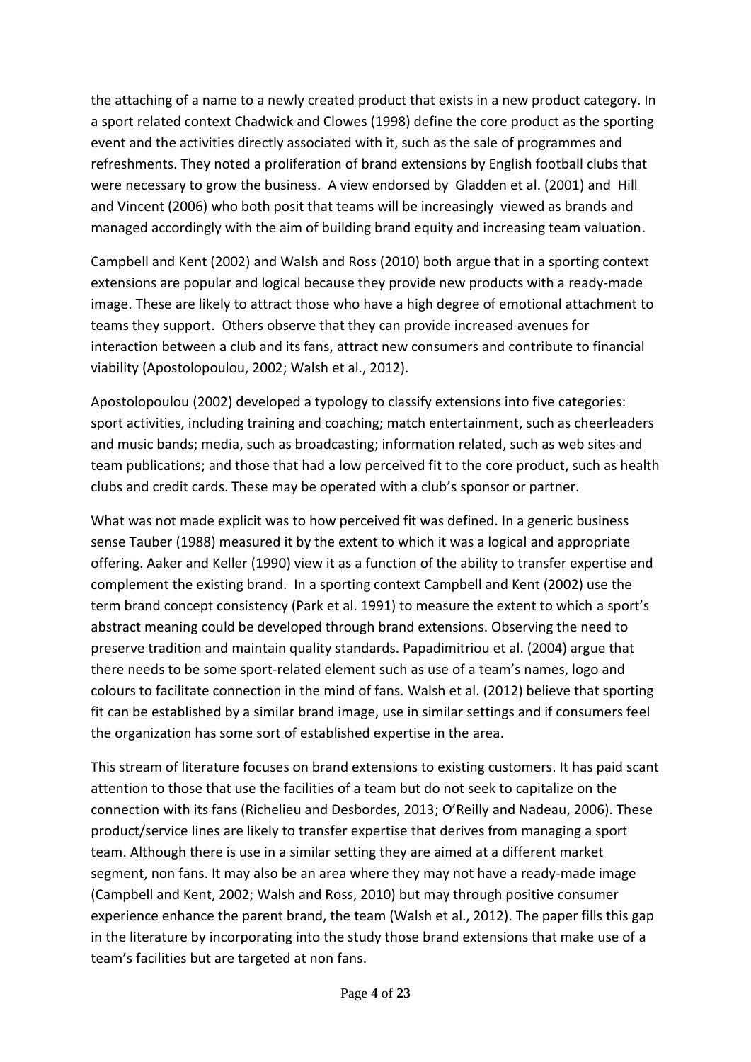the attaching of a name to a newly created product that exists in a new product category. In a sport related context Chadwick and Clowes (1998) define the core product as the sporting event and the activities directly associated with it, such as the sale of programmes and refreshments. They noted a proliferation of brand extensions by English football clubs that were necessary to grow the business. A view endorsed by Gladden et al. (2001) and Hill and Vincent (2006) who both posit that teams will be increasingly viewed as brands and managed accordingly with the aim of building brand equity and increasing team valuation.

Campbell and Kent (2002) and Walsh and Ross (2010) both argue that in a sporting context extensions are popular and logical because they provide new products with a ready-made image. These are likely to attract those who have a high degree of emotional attachment to teams they support. Others observe that they can provide increased avenues for interaction between a club and its fans, attract new consumers and contribute to financial viability (Apostolopoulou, 2002; Walsh et al., 2012).

Apostolopoulou (2002) developed a typology to classify extensions into five categories: sport activities, including training and coaching; match entertainment, such as cheerleaders and music bands; media, such as broadcasting; information related, such as web sites and team publications; and those that had a low perceived fit to the core product, such as health clubs and credit cards. These may be operated with a club's sponsor or partner.

What was not made explicit was to how perceived fit was defined. In a generic business sense Tauber (1988) measured it by the extent to which it was a logical and appropriate offering. Aaker and Keller (1990) view it as a function of the ability to transfer expertise and complement the existing brand. In a sporting context Campbell and Kent (2002) use the term brand concept consistency (Park et al. 1991) to measure the extent to which a sport's abstract meaning could be developed through brand extensions. Observing the need to preserve tradition and maintain quality standards. Papadimitriou et al. (2004) argue that there needs to be some sport-related element such as use of a team's names, logo and colours to facilitate connection in the mind of fans. Walsh et al. (2012) believe that sporting fit can be established by a similar brand image, use in similar settings and if consumers feel the organization has some sort of established expertise in the area.

This stream of literature focuses on brand extensions to existing customers. It has paid scant attention to those that use the facilities of a team but do not seek to capitalize on the connection with its fans (Richelieu and Desbordes, 2013; O'Reilly and Nadeau, 2006). These product/service lines are likely to transfer expertise that derives from managing a sport team. Although there is use in a similar setting they are aimed at a different market segment, non fans. It may also be an area where they may not have a ready-made image (Campbell and Kent, 2002; Walsh and Ross, 2010) but may through positive consumer experience enhance the parent brand, the team (Walsh et al., 2012). The paper fills this gap in the literature by incorporating into the study those brand extensions that make use of a team's facilities but are targeted at non fans.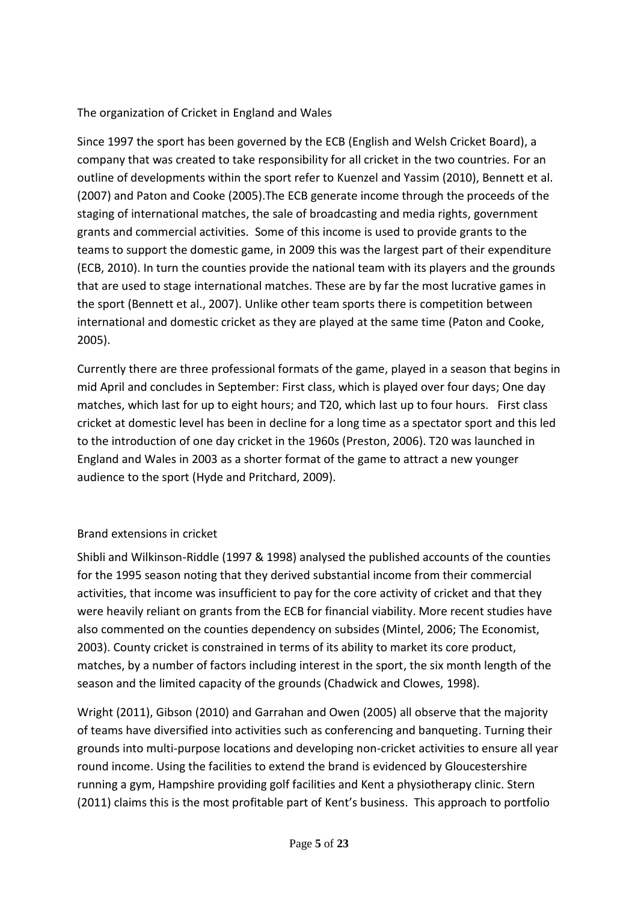## The organization of Cricket in England and Wales

Since 1997 the sport has been governed by the ECB (English and Welsh Cricket Board), a company that was created to take responsibility for all cricket in the two countries. For an outline of developments within the sport refer to Kuenzel and Yassim (2010), Bennett et al. (2007) and Paton and Cooke (2005).The ECB generate income through the proceeds of the staging of international matches, the sale of broadcasting and media rights, government grants and commercial activities. Some of this income is used to provide grants to the teams to support the domestic game, in 2009 this was the largest part of their expenditure (ECB, 2010). In turn the counties provide the national team with its players and the grounds that are used to stage international matches. These are by far the most lucrative games in the sport (Bennett et al., 2007). Unlike other team sports there is competition between international and domestic cricket as they are played at the same time (Paton and Cooke, 2005).

Currently there are three professional formats of the game, played in a season that begins in mid April and concludes in September: First class, which is played over four days; One day matches, which last for up to eight hours; and T20, which last up to four hours. First class cricket at domestic level has been in decline for a long time as a spectator sport and this led to the introduction of one day cricket in the 1960s (Preston, 2006). T20 was launched in England and Wales in 2003 as a shorter format of the game to attract a new younger audience to the sport (Hyde and Pritchard, 2009).

## Brand extensions in cricket

Shibli and Wilkinson-Riddle (1997 & 1998) analysed the published accounts of the counties for the 1995 season noting that they derived substantial income from their commercial activities, that income was insufficient to pay for the core activity of cricket and that they were heavily reliant on grants from the ECB for financial viability. More recent studies have also commented on the counties dependency on subsides (Mintel, 2006; The Economist, 2003). County cricket is constrained in terms of its ability to market its core product, matches, by a number of factors including interest in the sport, the six month length of the season and the limited capacity of the grounds (Chadwick and Clowes, 1998).

Wright (2011), Gibson (2010) and Garrahan and Owen (2005) all observe that the majority of teams have diversified into activities such as conferencing and banqueting. Turning their grounds into multi-purpose locations and developing non-cricket activities to ensure all year round income. Using the facilities to extend the brand is evidenced by Gloucestershire running a gym, Hampshire providing golf facilities and Kent a physiotherapy clinic. Stern (2011) claims this is the most profitable part of Kent's business. This approach to portfolio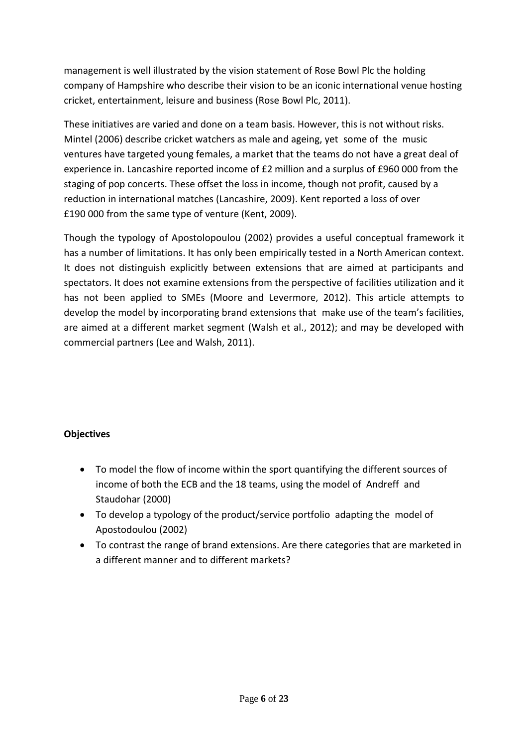management is well illustrated by the vision statement of Rose Bowl Plc the holding company of Hampshire who describe their vision to be an iconic international venue hosting cricket, entertainment, leisure and business (Rose Bowl Plc, 2011).

These initiatives are varied and done on a team basis. However, this is not without risks. Mintel (2006) describe cricket watchers as male and ageing, yet some of the music ventures have targeted young females, a market that the teams do not have a great deal of experience in. Lancashire reported income of £2 million and a surplus of £960 000 from the staging of pop concerts. These offset the loss in income, though not profit, caused by a reduction in international matches (Lancashire, 2009). Kent reported a loss of over £190 000 from the same type of venture (Kent, 2009).

Though the typology of Apostolopoulou (2002) provides a useful conceptual framework it has a number of limitations. It has only been empirically tested in a North American context. It does not distinguish explicitly between extensions that are aimed at participants and spectators. It does not examine extensions from the perspective of facilities utilization and it has not been applied to SMEs (Moore and Levermore, 2012). This article attempts to develop the model by incorporating brand extensions that make use of the team's facilities, are aimed at a different market segment (Walsh et al., 2012); and may be developed with commercial partners (Lee and Walsh, 2011).

**Objectives**

- To model the flow of income within the sport quantifying the different sources of income of both the ECB and the 18 teams, using the model of Andreff and Staudohar (2000)
- To develop a typology of the product/service portfolio adapting the model of Apostodoulou (2002)
- To contrast the range of brand extensions. Are there categories that are marketed in a different manner and to different markets?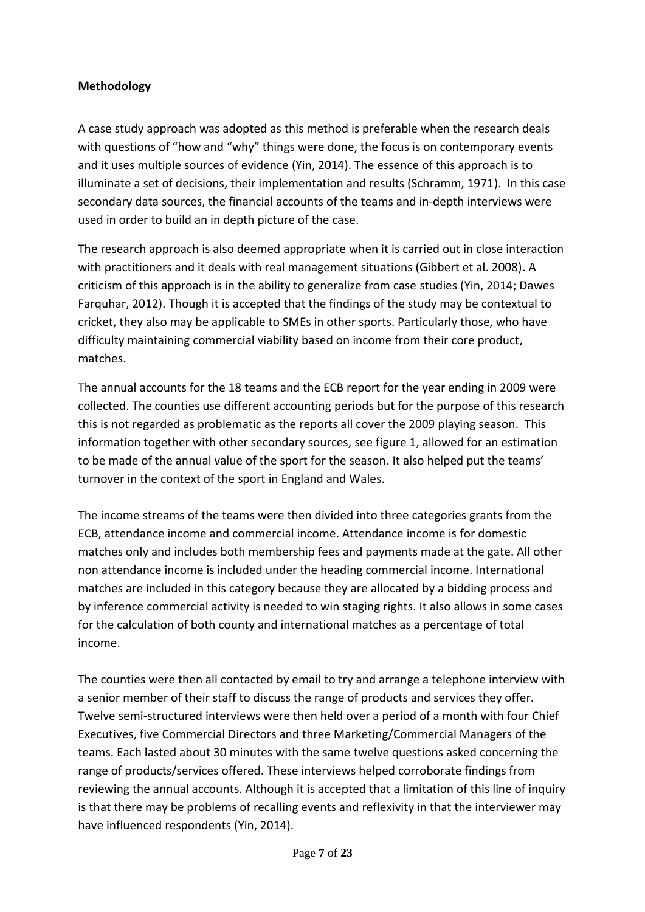**Methodology**

A case study approach was adopted as this method is preferable when the research deals with questions of "how and "why" things were done, the focus is on contemporary events and it uses multiple sources of evidence (Yin, 2014). The essence of this approach is to illuminate a set of decisions, their implementation and results (Schramm, 1971). In this case secondary data sources, the financial accounts of the teams and in-depth interviews were used in order to build an in depth picture of the case.

The research approach is also deemed appropriate when it is carried out in close interaction with practitioners and it deals with real management situations (Gibbert et al. 2008). A criticism of this approach is in the ability to generalize from case studies (Yin, 2014; Dawes Farquhar, 2012). Though it is accepted that the findings of the study may be contextual to cricket, they also may be applicable to SMEs in other sports. Particularly those, who have difficulty maintaining commercial viability based on income from their core product, matches.

The annual accounts for the 18 teams and the ECB report for the year ending in 2009 were collected. The counties use different accounting periods but for the purpose of this research this is not regarded as problematic as the reports all cover the 2009 playing season. This information together with other secondary sources, see figure 1, allowed for an estimation to be made of the annual value of the sport for the season. It also helped put the teams' turnover in the context of the sport in England and Wales.

The income streams of the teams were then divided into three categories grants from the ECB, attendance income and commercial income. Attendance income is for domestic matches only and includes both membership fees and payments made at the gate. All other non attendance income is included under the heading commercial income. International matches are included in this category because they are allocated by a bidding process and by inference commercial activity is needed to win staging rights. It also allows in some cases for the calculation of both county and international matches as a percentage of total income.

The counties were then all contacted by email to try and arrange a telephone interview with a senior member of their staff to discuss the range of products and services they offer. Twelve semi-structured interviews were then held over a period of a month with four Chief Executives, five Commercial Directors and three Marketing/Commercial Managers of the teams. Each lasted about 30 minutes with the same twelve questions asked concerning the range of products/services offered. These interviews helped corroborate findings from reviewing the annual accounts. Although it is accepted that a limitation of this line of inquiry is that there may be problems of recalling events and reflexivity in that the interviewer may have influenced respondents (Yin, 2014).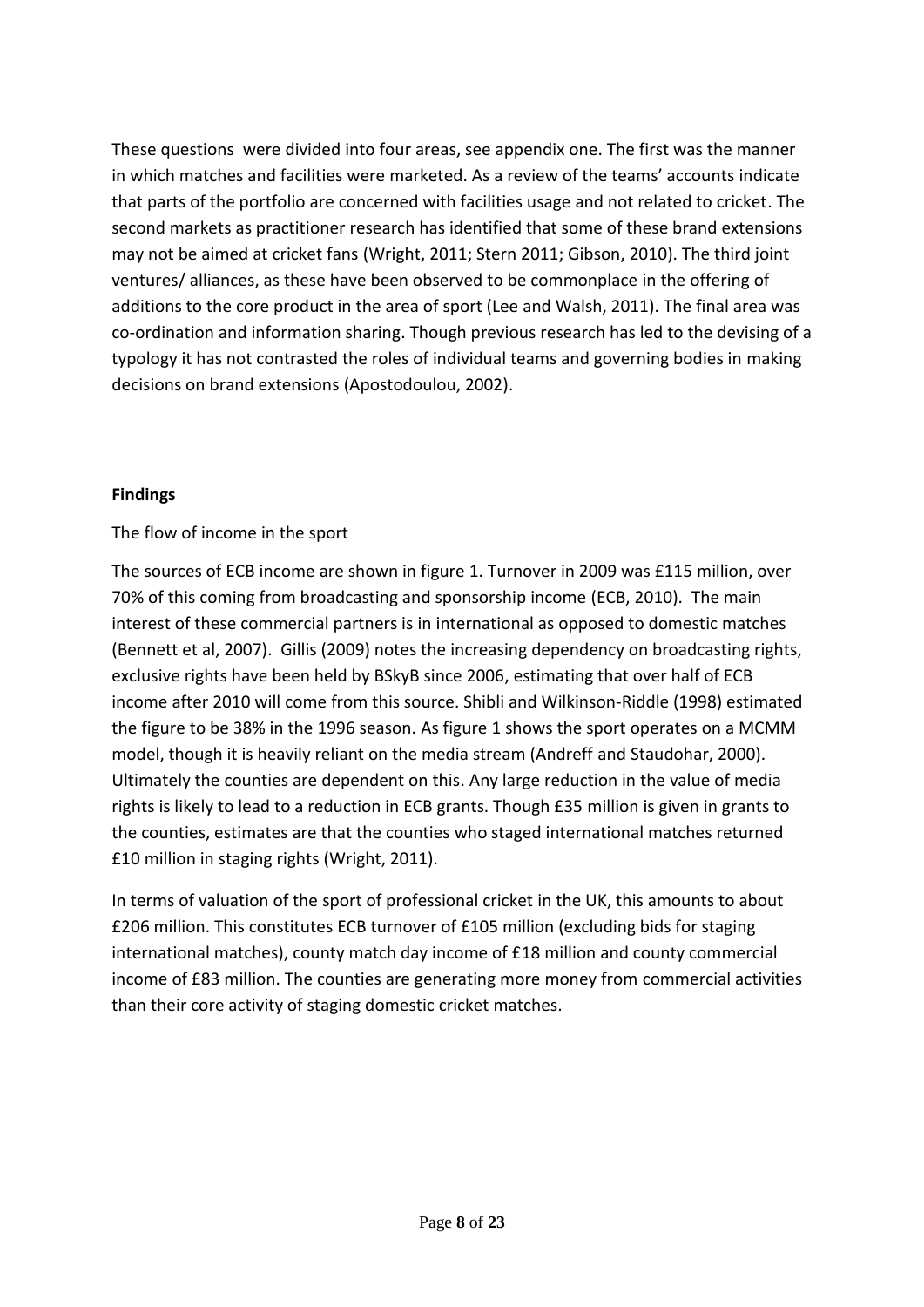These questions were divided into four areas, see appendix one. The first was the manner in which matches and facilities were marketed. As a review of the teams' accounts indicate that parts of the portfolio are concerned with facilities usage and not related to cricket. The second markets as practitioner research has identified that some of these brand extensions may not be aimed at cricket fans (Wright, 2011; Stern 2011; Gibson, 2010). The third joint ventures/ alliances, as these have been observed to be commonplace in the offering of additions to the core product in the area of sport (Lee and Walsh, 2011). The final area was co-ordination and information sharing. Though previous research has led to the devising of a typology it has not contrasted the roles of individual teams and governing bodies in making decisions on brand extensions (Apostodoulou, 2002).

## Findings

The flow of income in the sport

The sources of ECB income are shown in figure 1. Turnover in 2009 was £115 million, over 70% of this coming from broadcasting and sponsorship income (ECB, 2010). The main interest of these commercial partners is in international as opposed to domestic matches (Bennett et al, 2007). Gillis (2009) notes the increasing dependency on broadcasting rights, exclusive rights have been held by BSkyB since 2006, estimating that over half of ECB income after 2010 will come from this source. Shibli and Wilkinson-Riddle (1998) estimated the figure to be 38% in the 1996 season. As figure 1 shows the sport operates on a MCMM model, though it is heavily reliant on the media stream (Andreff and Staudohar, 2000). Ultimately the counties are dependent on this. Any large reduction in the value of media rights is likely to lead to a reduction in ECB grants. Though £35 million is given in grants to the counties, estimates are that the counties who staged international matches returned £10 million in staging rights (Wright, 2011).

In terms of valuation of the sport of professional cricket in the UK, this amounts to about £206 million. This constitutes ECB turnover of £105 million (excluding bids for staging international matches), county match day income of £18 million and county commercial income of £83 million. The counties are generating more money from commercial activities than their core activity of staging domestic cricket matches.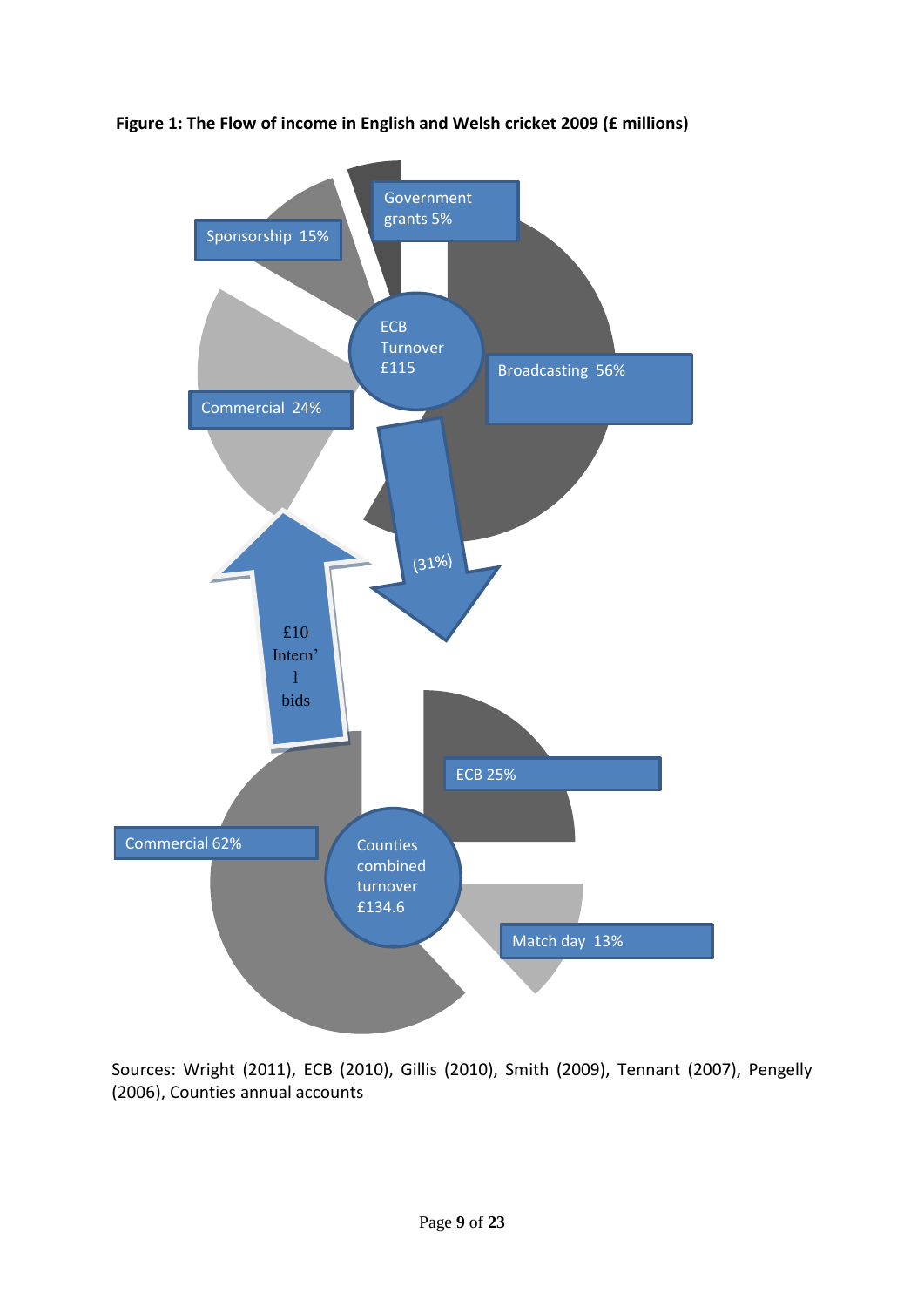**Figure 1: The Flow of income in English and Welsh cricket 2009 (£ millions)**

Government grants 5%

Sponsorship 15%

ECB Turnover £115

Broadcasting 56%

Commercial 24%

(31%)

£10 Intern'l bids

ECB 25%

Commercial 62%

Counties combined turnover £134.6

Match day 13%

Sources: Wright (2011), ECB (2010), Gillis (2010), Smith (2009), Tennant (2007), Pengelly (2006), Counties annual accounts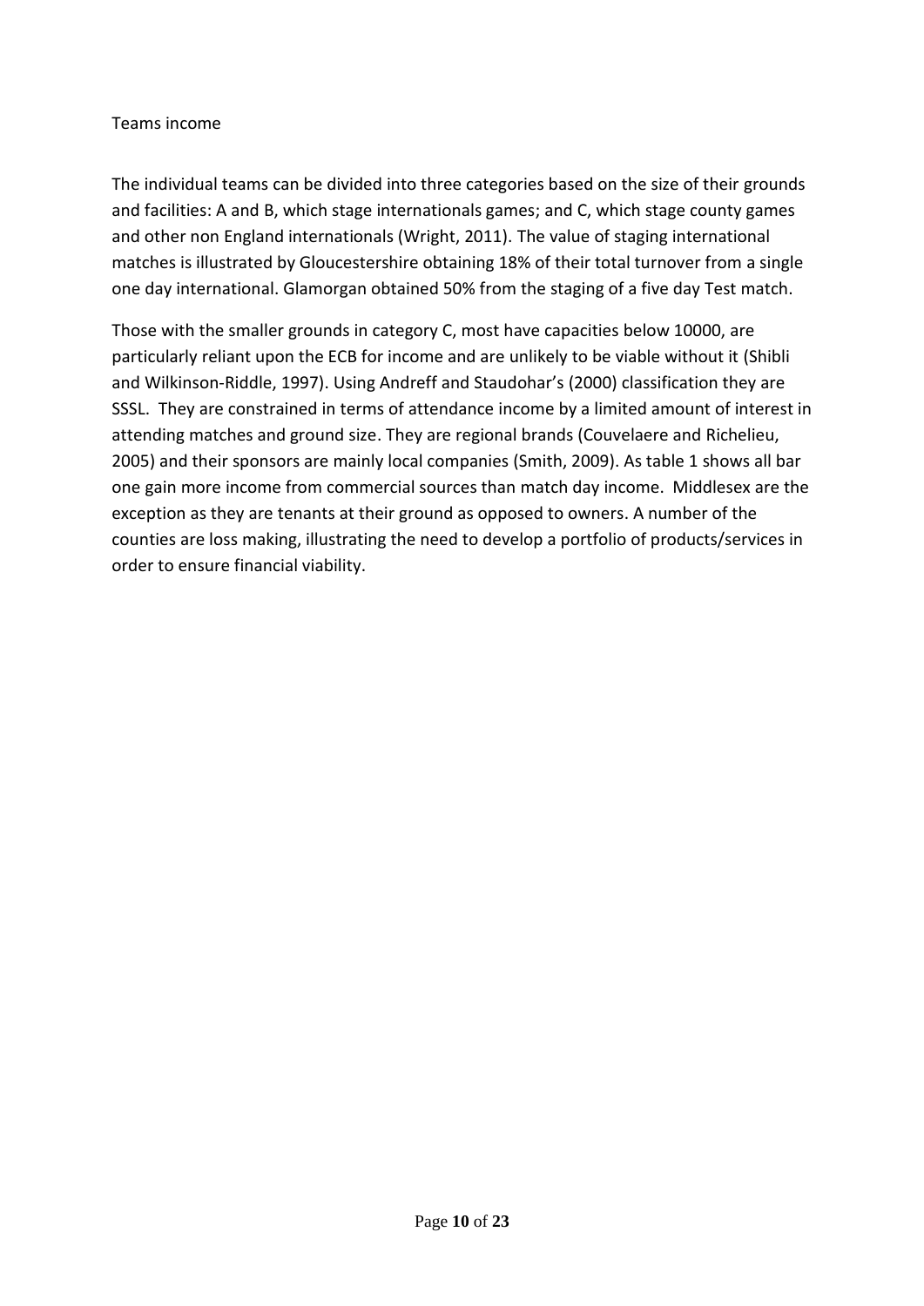Teams income

The individual teams can be divided into three categories based on the size of their grounds and facilities: A and B, which stage internationals games; and C, which stage county games and other non England internationals (Wright, 2011). The value of staging international matches is illustrated by Gloucestershire obtaining 18% of their total turnover from a single one day international. Glamorgan obtained 50% from the staging of a five day Test match.

Those with the smaller grounds in category C, most have capacities below 10000, are particularly reliant upon the ECB for income and are unlikely to be viable without it (Shibli and Wilkinson-Riddle, 1997). Using Andreff and Staudohar's (2000) classification they are SSSL. They are constrained in terms of attendance income by a limited amount of interest in attending matches and ground size. They are regional brands (Couvelaere and Richelieu, 2005) and their sponsors are mainly local companies (Smith, 2009). As table 1 shows all bar one gain more income from commercial sources than match day income. Middlesex are the exception as they are tenants at their ground as opposed to owners. A number of the counties are loss making, illustrating the need to develop a portfolio of products/services in order to ensure financial viability.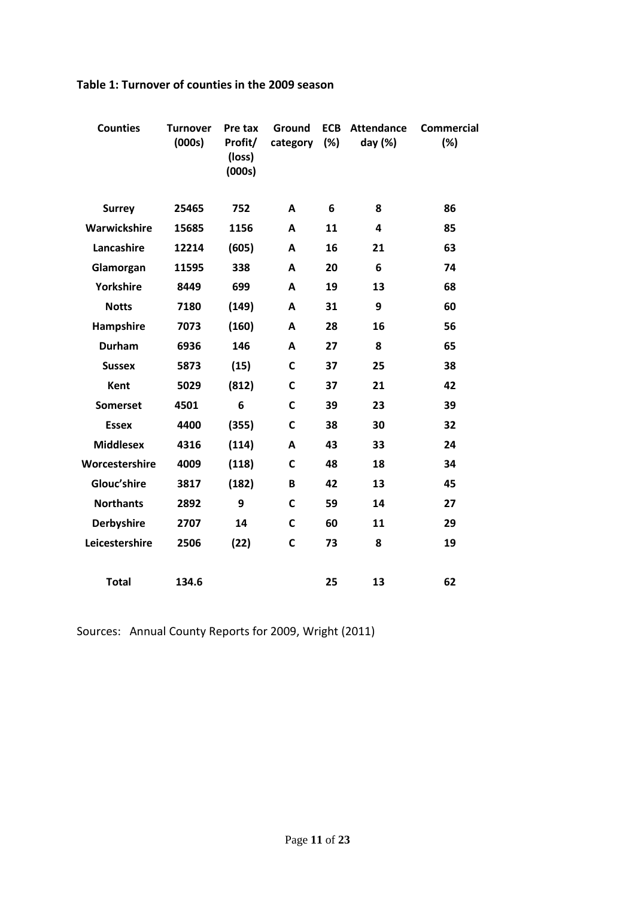**Table 1: Turnover of counties in the 2009 season**

| Counties | Turnover (000s) | Pre tax Profit/ (loss) (000s) | Ground category | ECB (%) | Attendance day (%) | Commercial (%) |
|---|---|---|---|---|---|---|
| **Surrey** | 25465 | 752 | A | 6 | 8 | 86 |
| **Warwickshire** | 15685 | 1156 | A | 11 | 4 | 85 |
| **Lancashire** | 12214 | (605) | A | 16 | 21 | 63 |
| **Glamorgan** | 11595 | 338 | A | 20 | 6 | 74 |
| **Yorkshire** | 8449 | 699 | A | 19 | 13 | 68 |
| **Notts** | 7180 | (149) | A | 31 | 9 | 60 |
| **Hampshire** | 7073 | (160) | A | 28 | 16 | 56 |
| **Durham** | 6936 | 146 | A | 27 | 8 | 65 |
| **Sussex** | 5873 | (15) | C | 37 | 25 | 38 |
| **Kent** | 5029 | (812) | C | 37 | 21 | 42 |
| **Somerset** | 4501 | 6 | C | 39 | 23 | 39 |
| **Essex** | 4400 | (355) | C | 38 | 30 | 32 |
| **Middlesex** | 4316 | (114) | A | 43 | 33 | 24 |
| **Worcestershire** | 4009 | (118) | C | 48 | 18 | 34 |
| **Glouc'shire** | 3817 | (182) | B | 42 | 13 | 45 |
| **Northants** | 2892 | 9 | C | 59 | 14 | 27 |
| **Derbyshire** | 2707 | 14 | C | 60 | 11 | 29 |
| **Leicestershire** | 2506 | (22) | C | 73 | 8 | 19 |
| **Total** | 134.6 | | | 25 | 13 | 62 |

Sources: Annual County Reports for 2009, Wright (2011)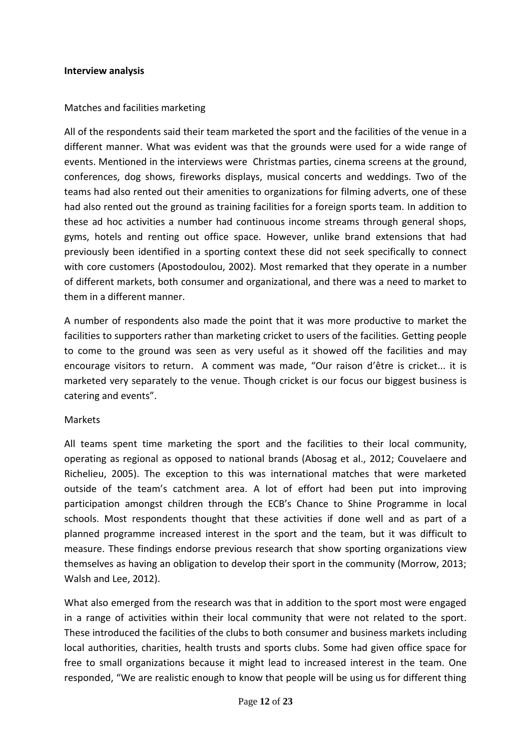**Interview analysis**

Matches and facilities marketing

All of the respondents said their team marketed the sport and the facilities of the venue in a different manner. What was evident was that the grounds were used for a wide range of events. Mentioned in the interviews were Christmas parties, cinema screens at the ground, conferences, dog shows, fireworks displays, musical concerts and weddings. Two of the teams had also rented out their amenities to organizations for filming adverts, one of these had also rented out the ground as training facilities for a foreign sports team. In addition to these ad hoc activities a number had continuous income streams through general shops, gyms, hotels and renting out office space. However, unlike brand extensions that had previously been identified in a sporting context these did not seek specifically to connect with core customers (Apostodoulou, 2002). Most remarked that they operate in a number of different markets, both consumer and organizational, and there was a need to market to them in a different manner.

A number of respondents also made the point that it was more productive to market the facilities to supporters rather than marketing cricket to users of the facilities. Getting people to come to the ground was seen as very useful as it showed off the facilities and may encourage visitors to return. A comment was made, "Our raison d'être is cricket... it is marketed very separately to the venue. Though cricket is our focus our biggest business is catering and events".

Markets

All teams spent time marketing the sport and the facilities to their local community, operating as regional as opposed to national brands (Abosag et al., 2012; Couvelaere and Richelieu, 2005). The exception to this was international matches that were marketed outside of the team's catchment area. A lot of effort had been put into improving participation amongst children through the ECB's Chance to Shine Programme in local schools. Most respondents thought that these activities if done well and as part of a planned programme increased interest in the sport and the team, but it was difficult to measure. These findings endorse previous research that show sporting organizations view themselves as having an obligation to develop their sport in the community (Morrow, 2013; Walsh and Lee, 2012).

What also emerged from the research was that in addition to the sport most were engaged in a range of activities within their local community that were not related to the sport. These introduced the facilities of the clubs to both consumer and business markets including local authorities, charities, health trusts and sports clubs. Some had given office space for free to small organizations because it might lead to increased interest in the team. One responded, "We are realistic enough to know that people will be using us for different thing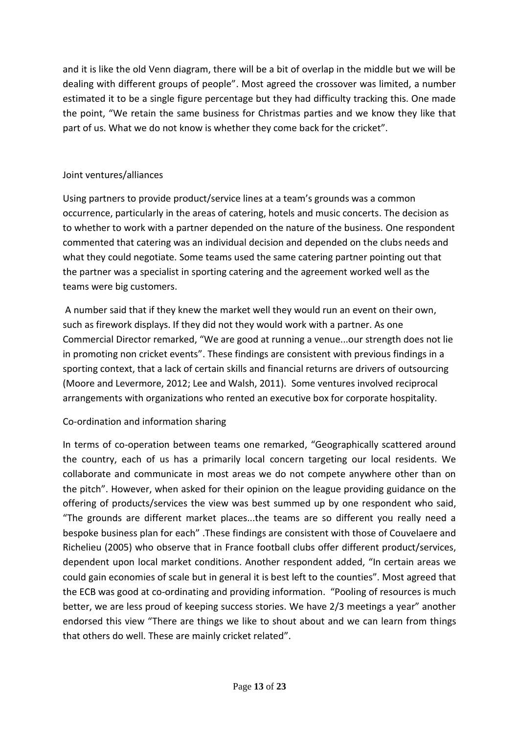and it is like the old Venn diagram, there will be a bit of overlap in the middle but we will be dealing with different groups of people". Most agreed the crossover was limited, a number estimated it to be a single figure percentage but they had difficulty tracking this. One made the point, "We retain the same business for Christmas parties and we know they like that part of us. What we do not know is whether they come back for the cricket".

### Joint ventures/alliances

Using partners to provide product/service lines at a team's grounds was a common occurrence, particularly in the areas of catering, hotels and music concerts. The decision as to whether to work with a partner depended on the nature of the business. One respondent commented that catering was an individual decision and depended on the clubs needs and what they could negotiate. Some teams used the same catering partner pointing out that the partner was a specialist in sporting catering and the agreement worked well as the teams were big customers.

A number said that if they knew the market well they would run an event on their own, such as firework displays. If they did not they would work with a partner. As one Commercial Director remarked, "We are good at running a venue...our strength does not lie in promoting non cricket events". These findings are consistent with previous findings in a sporting context, that a lack of certain skills and financial returns are drivers of outsourcing (Moore and Levermore, 2012; Lee and Walsh, 2011). Some ventures involved reciprocal arrangements with organizations who rented an executive box for corporate hospitality.

### Co-ordination and information sharing

In terms of co-operation between teams one remarked, "Geographically scattered around the country, each of us has a primarily local concern targeting our local residents. We collaborate and communicate in most areas we do not compete anywhere other than on the pitch". However, when asked for their opinion on the league providing guidance on the offering of products/services the view was best summed up by one respondent who said, "The grounds are different market places...the teams are so different you really need a bespoke business plan for each" .These findings are consistent with those of Couvelaere and Richelieu (2005) who observe that in France football clubs offer different product/services, dependent upon local market conditions. Another respondent added, "In certain areas we could gain economies of scale but in general it is best left to the counties". Most agreed that the ECB was good at co-ordinating and providing information. "Pooling of resources is much better, we are less proud of keeping success stories. We have 2/3 meetings a year" another endorsed this view "There are things we like to shout about and we can learn from things that others do well. These are mainly cricket related".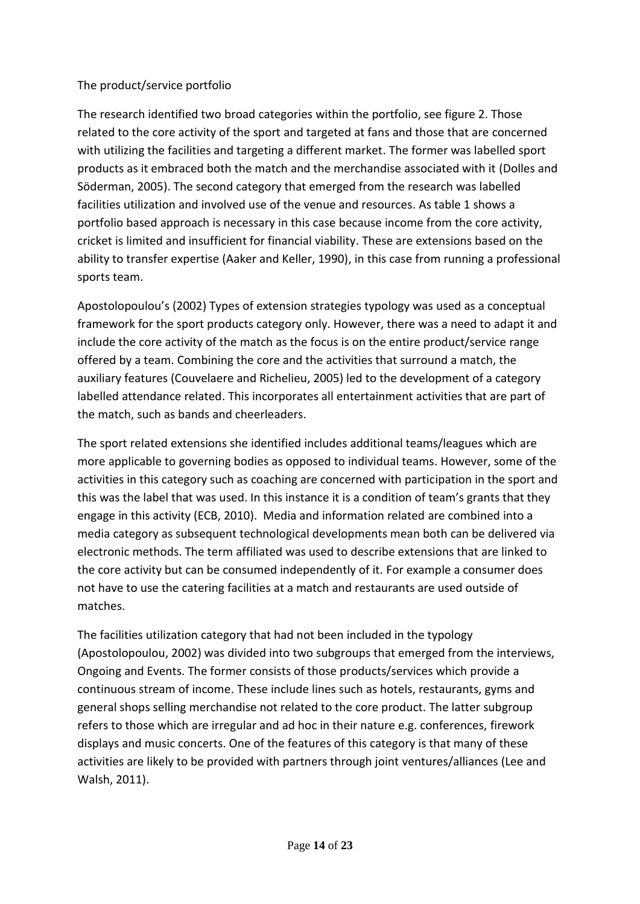The product/service portfolio

The research identified two broad categories within the portfolio, see figure 2. Those related to the core activity of the sport and targeted at fans and those that are concerned with utilizing the facilities and targeting a different market. The former was labelled sport products as it embraced both the match and the merchandise associated with it (Dolles and Söderman, 2005). The second category that emerged from the research was labelled facilities utilization and involved use of the venue and resources. As table 1 shows a portfolio based approach is necessary in this case because income from the core activity, cricket is limited and insufficient for financial viability. These are extensions based on the ability to transfer expertise (Aaker and Keller, 1990), in this case from running a professional sports team.

Apostolopoulou's (2002) Types of extension strategies typology was used as a conceptual framework for the sport products category only. However, there was a need to adapt it and include the core activity of the match as the focus is on the entire product/service range offered by a team. Combining the core and the activities that surround a match, the auxiliary features (Couvelaere and Richelieu, 2005) led to the development of a category labelled attendance related. This incorporates all entertainment activities that are part of the match, such as bands and cheerleaders.

The sport related extensions she identified includes additional teams/leagues which are more applicable to governing bodies as opposed to individual teams. However, some of the activities in this category such as coaching are concerned with participation in the sport and this was the label that was used. In this instance it is a condition of team's grants that they engage in this activity (ECB, 2010). Media and information related are combined into a media category as subsequent technological developments mean both can be delivered via electronic methods. The term affiliated was used to describe extensions that are linked to the core activity but can be consumed independently of it. For example a consumer does not have to use the catering facilities at a match and restaurants are used outside of matches.

The facilities utilization category that had not been included in the typology (Apostolopoulou, 2002) was divided into two subgroups that emerged from the interviews, Ongoing and Events. The former consists of those products/services which provide a continuous stream of income. These include lines such as hotels, restaurants, gyms and general shops selling merchandise not related to the core product. The latter subgroup refers to those which are irregular and ad hoc in their nature e.g. conferences, firework displays and music concerts. One of the features of this category is that many of these activities are likely to be provided with partners through joint ventures/alliances (Lee and Walsh, 2011).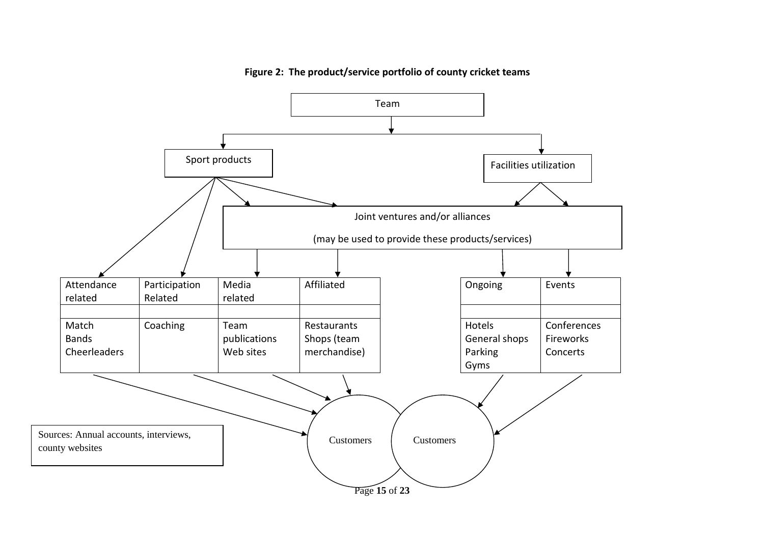**Figure 2: The product/service portfolio of county cricket teams**

Team

Sport products

Facilities utilization

Joint ventures and/or alliances

(may be used to provide these products/services)

| Attendance related | Participation Related | Media related | Affiliated |
| --- | --- | --- | --- |
| | | | |
| Match<br>Bands<br>Cheerleaders | Coaching | Team publications<br>Web sites | Restaurants<br>Shops (team merchandise) |

| Ongoing | Events |
| --- | --- |
| | |
| Hotels<br>General shops<br>Parking<br>Gyms | Conferences<br>Fireworks<br>Concerts |

Customers

Customers

Sources: Annual accounts, interviews, county websites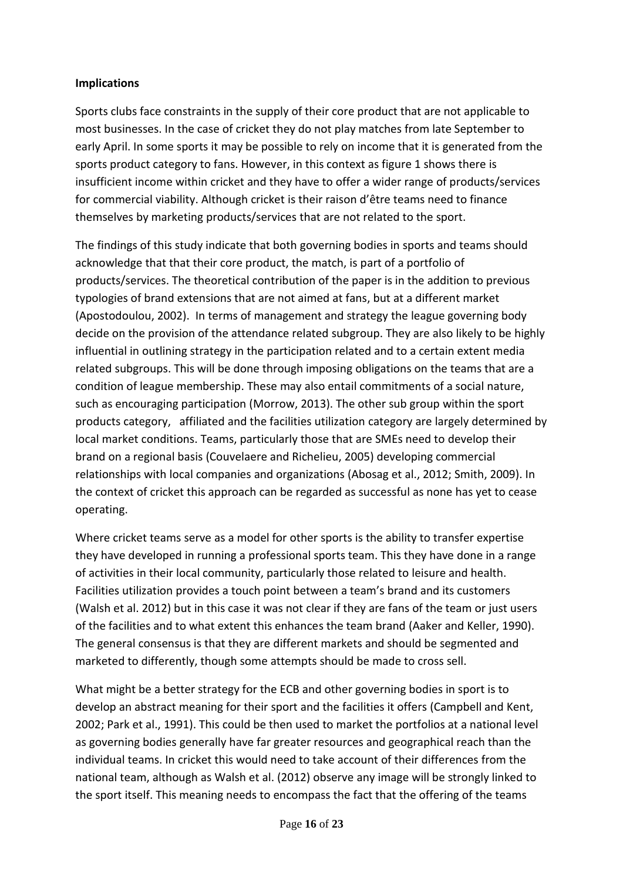**Implications**

Sports clubs face constraints in the supply of their core product that are not applicable to most businesses. In the case of cricket they do not play matches from late September to early April. In some sports it may be possible to rely on income that it is generated from the sports product category to fans. However, in this context as figure 1 shows there is insufficient income within cricket and they have to offer a wider range of products/services for commercial viability. Although cricket is their raison d'être teams need to finance themselves by marketing products/services that are not related to the sport.

The findings of this study indicate that both governing bodies in sports and teams should acknowledge that that their core product, the match, is part of a portfolio of products/services. The theoretical contribution of the paper is in the addition to previous typologies of brand extensions that are not aimed at fans, but at a different market (Apostodoulou, 2002). In terms of management and strategy the league governing body decide on the provision of the attendance related subgroup. They are also likely to be highly influential in outlining strategy in the participation related and to a certain extent media related subgroups. This will be done through imposing obligations on the teams that are a condition of league membership. These may also entail commitments of a social nature, such as encouraging participation (Morrow, 2013). The other sub group within the sport products category, affiliated and the facilities utilization category are largely determined by local market conditions. Teams, particularly those that are SMEs need to develop their brand on a regional basis (Couvelaere and Richelieu, 2005) developing commercial relationships with local companies and organizations (Abosag et al., 2012; Smith, 2009). In the context of cricket this approach can be regarded as successful as none has yet to cease operating.

Where cricket teams serve as a model for other sports is the ability to transfer expertise they have developed in running a professional sports team. This they have done in a range of activities in their local community, particularly those related to leisure and health. Facilities utilization provides a touch point between a team's brand and its customers (Walsh et al. 2012) but in this case it was not clear if they are fans of the team or just users of the facilities and to what extent this enhances the team brand (Aaker and Keller, 1990). The general consensus is that they are different markets and should be segmented and marketed to differently, though some attempts should be made to cross sell.

What might be a better strategy for the ECB and other governing bodies in sport is to develop an abstract meaning for their sport and the facilities it offers (Campbell and Kent, 2002; Park et al., 1991). This could be then used to market the portfolios at a national level as governing bodies generally have far greater resources and geographical reach than the individual teams. In cricket this would need to take account of their differences from the national team, although as Walsh et al. (2012) observe any image will be strongly linked to the sport itself. This meaning needs to encompass the fact that the offering of the teams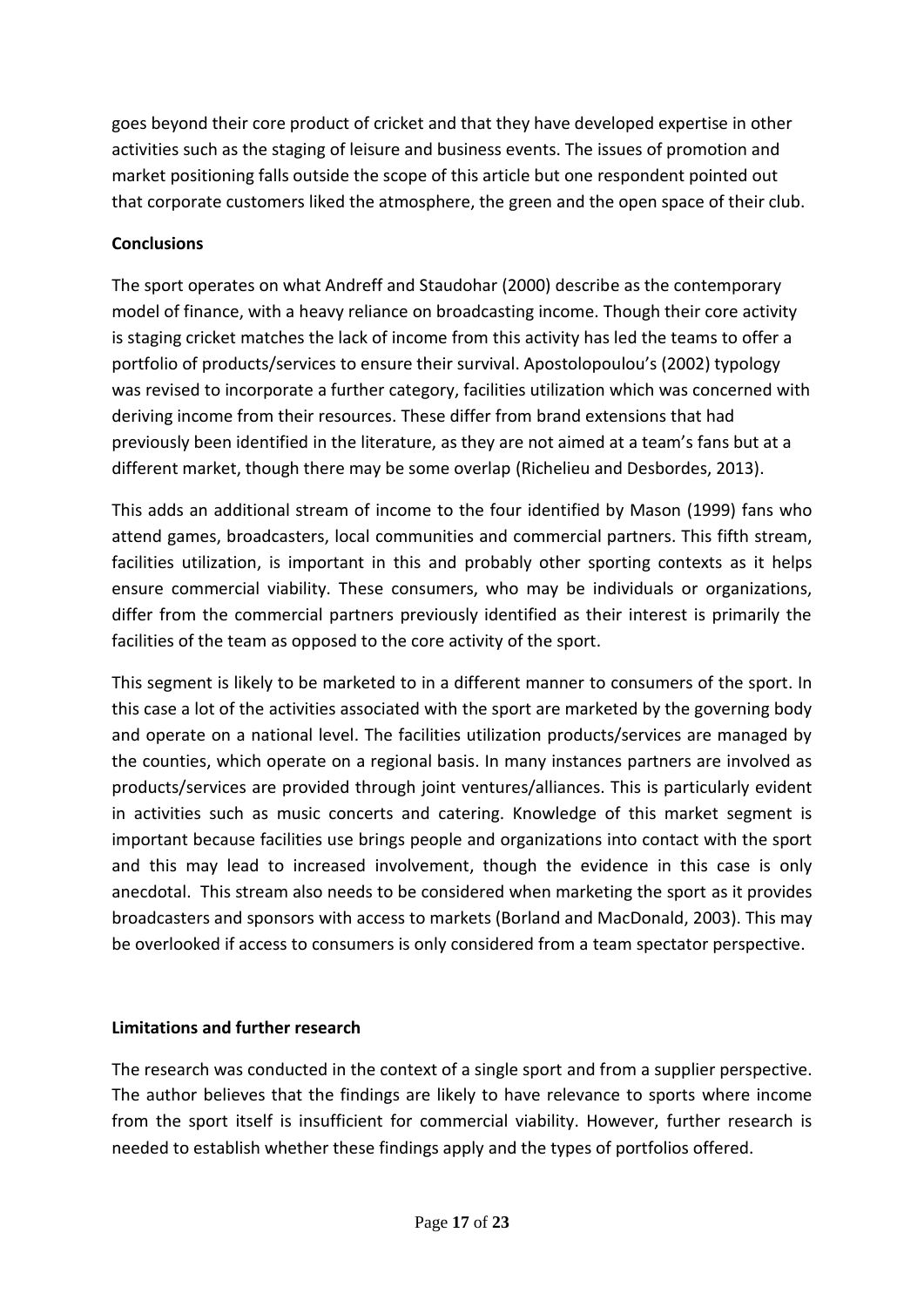goes beyond their core product of cricket and that they have developed expertise in other activities such as the staging of leisure and business events. The issues of promotion and market positioning falls outside the scope of this article but one respondent pointed out that corporate customers liked the atmosphere, the green and the open space of their club.

## Conclusions

The sport operates on what Andreff and Staudohar (2000) describe as the contemporary model of finance, with a heavy reliance on broadcasting income. Though their core activity is staging cricket matches the lack of income from this activity has led the teams to offer a portfolio of products/services to ensure their survival. Apostolopoulou's (2002) typology was revised to incorporate a further category, facilities utilization which was concerned with deriving income from their resources. These differ from brand extensions that had previously been identified in the literature, as they are not aimed at a team's fans but at a different market, though there may be some overlap (Richelieu and Desbordes, 2013).

This adds an additional stream of income to the four identified by Mason (1999) fans who attend games, broadcasters, local communities and commercial partners. This fifth stream, facilities utilization, is important in this and probably other sporting contexts as it helps ensure commercial viability. These consumers, who may be individuals or organizations, differ from the commercial partners previously identified as their interest is primarily the facilities of the team as opposed to the core activity of the sport.

This segment is likely to be marketed to in a different manner to consumers of the sport. In this case a lot of the activities associated with the sport are marketed by the governing body and operate on a national level. The facilities utilization products/services are managed by the counties, which operate on a regional basis. In many instances partners are involved as products/services are provided through joint ventures/alliances. This is particularly evident in activities such as music concerts and catering. Knowledge of this market segment is important because facilities use brings people and organizations into contact with the sport and this may lead to increased involvement, though the evidence in this case is only anecdotal. This stream also needs to be considered when marketing the sport as it provides broadcasters and sponsors with access to markets (Borland and MacDonald, 2003). This may be overlooked if access to consumers is only considered from a team spectator perspective.

## Limitations and further research

The research was conducted in the context of a single sport and from a supplier perspective. The author believes that the findings are likely to have relevance to sports where income from the sport itself is insufficient for commercial viability. However, further research is needed to establish whether these findings apply and the types of portfolios offered.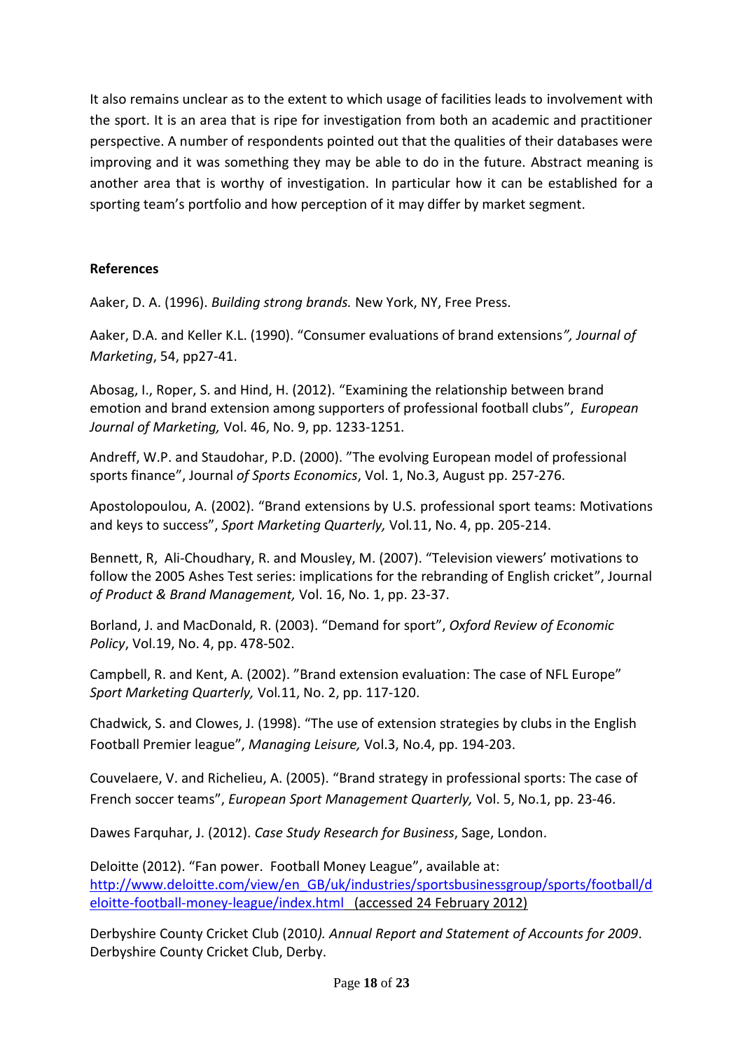It also remains unclear as to the extent to which usage of facilities leads to involvement with the sport. It is an area that is ripe for investigation from both an academic and practitioner perspective. A number of respondents pointed out that the qualities of their databases were improving and it was something they may be able to do in the future. Abstract meaning is another area that is worthy of investigation. In particular how it can be established for a sporting team's portfolio and how perception of it may differ by market segment.

**References**

Aaker, D. A. (1996). *Building strong brands.* New York, NY, Free Press.

Aaker, D.A. and Keller K.L. (1990). "Consumer evaluations of brand extensions*", Journal of Marketing*, 54, pp27-41.

Abosag, I., Roper, S. and Hind, H. (2012). "Examining the relationship between brand emotion and brand extension among supporters of professional football clubs", *European Journal of Marketing,* Vol. 46, No. 9, pp. 1233-1251.

Andreff, W.P. and Staudohar, P.D. (2000). "The evolving European model of professional sports finance", Journal *of Sports Economics*, Vol. 1, No.3, August pp. 257-276.

Apostolopoulou, A. (2002). "Brand extensions by U.S. professional sport teams: Motivations and keys to success", *Sport Marketing Quarterly,* Vol.11, No. 4, pp. 205-214.

Bennett, R, Ali-Choudhary, R. and Mousley, M. (2007). "Television viewers' motivations to follow the 2005 Ashes Test series: implications for the rebranding of English cricket", Journal *of Product & Brand Management,* Vol. 16, No. 1, pp. 23-37.

Borland, J. and MacDonald, R. (2003). "Demand for sport", *Oxford Review of Economic Policy*, Vol.19, No. 4, pp. 478-502.

Campbell, R. and Kent, A. (2002). "Brand extension evaluation: The case of NFL Europe" *Sport Marketing Quarterly,* Vol.11, No. 2, pp. 117-120.

Chadwick, S. and Clowes, J. (1998). "The use of extension strategies by clubs in the English Football Premier league", *Managing Leisure,* Vol.3, No.4, pp. 194-203.

Couvelaere, V. and Richelieu, A. (2005). "Brand strategy in professional sports: The case of French soccer teams", *European Sport Management Quarterly,* Vol. 5, No.1, pp. 23-46.

Dawes Farquhar, J. (2012). *Case Study Research for Business*, Sage, London.

Deloitte (2012). "Fan power. Football Money League", available at: http://www.deloitte.com/view/en_GB/uk/industries/sportsbusinessgroup/sports/football/deloitte-football-money-league/index.html (accessed 24 February 2012)

Derbyshire County Cricket Club (2010*). Annual Report and Statement of Accounts for 2009*. Derbyshire County Cricket Club, Derby.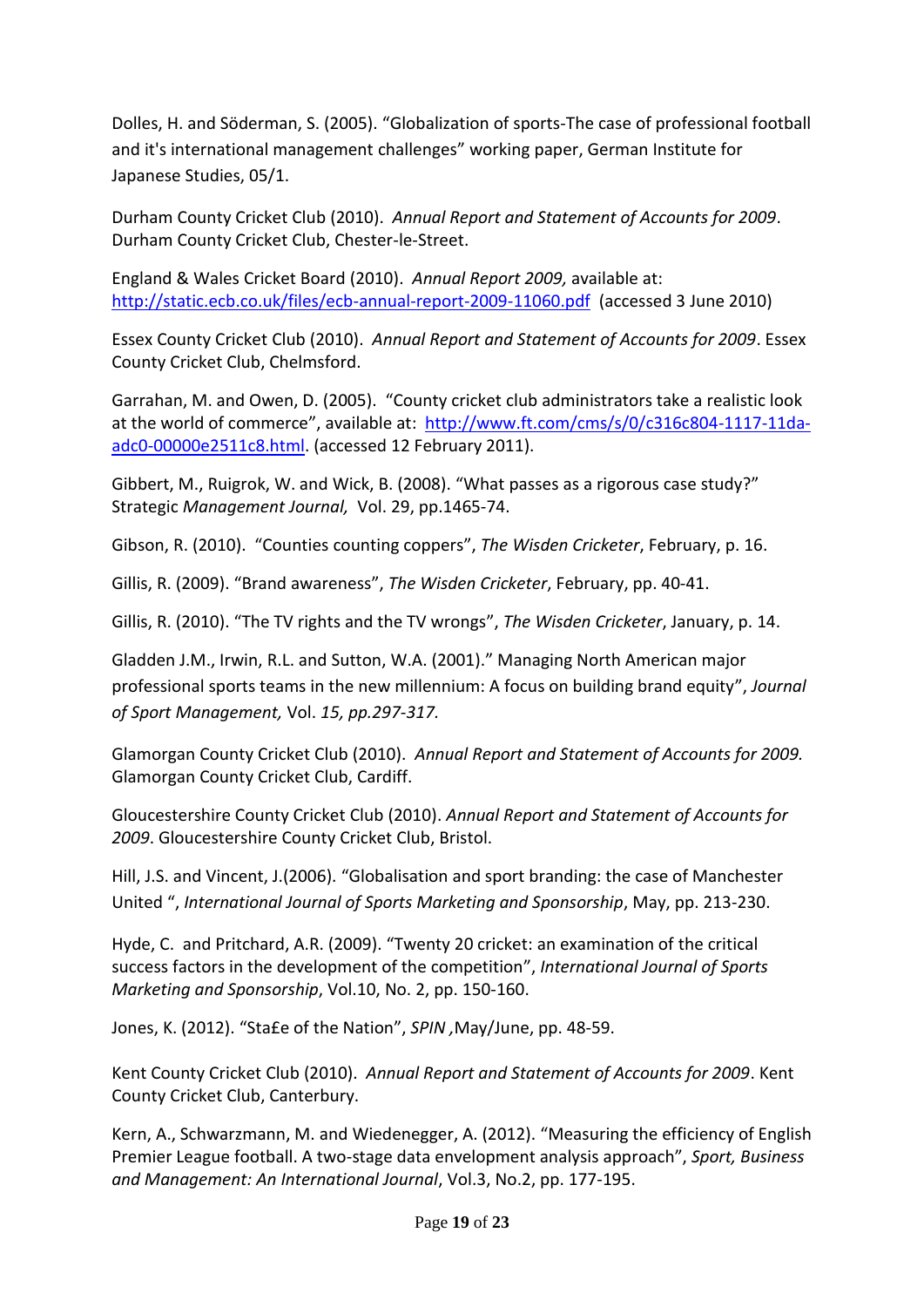Dolles, H. and Söderman, S. (2005). “Globalization of sports-The case of professional football and it's international management challenges” working paper, German Institute for Japanese Studies, 05/1.

Durham County Cricket Club (2010). *Annual Report and Statement of Accounts for 2009*. Durham County Cricket Club, Chester-le-Street.

England & Wales Cricket Board (2010). *Annual Report 2009,* available at: http://static.ecb.co.uk/files/ecb-annual-report-2009-11060.pdf (accessed 3 June 2010)

Essex County Cricket Club (2010). *Annual Report and Statement of Accounts for 2009*. Essex County Cricket Club, Chelmsford.

Garrahan, M. and Owen, D. (2005). “County cricket club administrators take a realistic look at the world of commerce”, available at: http://www.ft.com/cms/s/0/c316c804-1117-11da-adc0-00000e2511c8.html. (accessed 12 February 2011).

Gibbert, M., Ruigrok, W. and Wick, B. (2008). “What passes as a rigorous case study?” Strategic *Management Journal,* Vol. 29, pp.1465-74.

Gibson, R. (2010). “Counties counting coppers”, *The Wisden Cricketer*, February, p. 16.

Gillis, R. (2009). “Brand awareness”, *The Wisden Cricketer*, February, pp. 40-41.

Gillis, R. (2010). “The TV rights and the TV wrongs”, *The Wisden Cricketer*, January, p. 14.

Gladden J.M., Irwin, R.L. and Sutton, W.A. (2001).” Managing North American major professional sports teams in the new millennium: A focus on building brand equity”, *Journal of Sport Management,* Vol. *15, pp.297-317.*

Glamorgan County Cricket Club (2010). *Annual Report and Statement of Accounts for 2009.* Glamorgan County Cricket Club, Cardiff.

Gloucestershire County Cricket Club (2010). *Annual Report and Statement of Accounts for 2009*. Gloucestershire County Cricket Club, Bristol.

Hill, J.S. and Vincent, J.(2006). “Globalisation and sport branding: the case of Manchester United “, *International Journal of Sports Marketing and Sponsorship*, May, pp. 213-230.

Hyde, C. and Pritchard, A.R. (2009). “Twenty 20 cricket: an examination of the critical success factors in the development of the competition”, *International Journal of Sports Marketing and Sponsorship*, Vol.10, No. 2, pp. 150-160.

Jones, K. (2012). “Sta£e of the Nation”, *SPIN* ,May/June, pp. 48-59.

Kent County Cricket Club (2010). *Annual Report and Statement of Accounts for 2009*. Kent County Cricket Club, Canterbury.

Kern, A., Schwarzmann, M. and Wiedenegger, A. (2012). “Measuring the efficiency of English Premier League football. A two-stage data envelopment analysis approach”, *Sport, Business and Management: An International Journal*, Vol.3, No.2, pp. 177-195.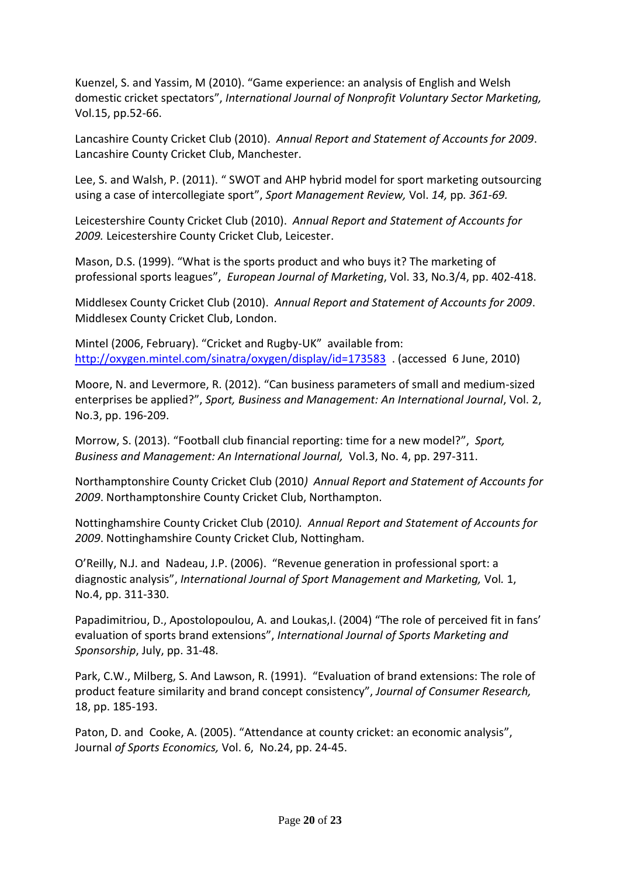Kuenzel, S. and Yassim, M (2010). "Game experience: an analysis of English and Welsh domestic cricket spectators", *International Journal of Nonprofit Voluntary Sector Marketing,* Vol.15, pp.52-66.

Lancashire County Cricket Club (2010). *Annual Report and Statement of Accounts for 2009*. Lancashire County Cricket Club, Manchester.

Lee, S. and Walsh, P. (2011). " SWOT and AHP hybrid model for sport marketing outsourcing using a case of intercollegiate sport", *Sport Management Review,* Vol. *14,* pp*. 361-69.*

Leicestershire County Cricket Club (2010). *Annual Report and Statement of Accounts for 2009.* Leicestershire County Cricket Club, Leicester.

Mason, D.S. (1999). "What is the sports product and who buys it? The marketing of professional sports leagues", *European Journal of Marketing*, Vol. 33, No.3/4, pp. 402-418.

Middlesex County Cricket Club (2010). *Annual Report and Statement of Accounts for 2009*. Middlesex County Cricket Club, London.

Mintel (2006, February). "Cricket and Rugby-UK" available from: http://oxygen.mintel.com/sinatra/oxygen/display/id=173583 . (accessed 6 June, 2010)

Moore, N. and Levermore, R. (2012). "Can business parameters of small and medium-sized enterprises be applied?", *Sport, Business and Management: An International Journal*, Vol. 2, No.3, pp. 196-209.

Morrow, S. (2013). "Football club financial reporting: time for a new model?", *Sport, Business and Management: An International Journal,* Vol.3, No. 4, pp. 297-311.

Northamptonshire County Cricket Club (2010*) Annual Report and Statement of Accounts for 2009*. Northamptonshire County Cricket Club, Northampton.

Nottinghamshire County Cricket Club (2010*). Annual Report and Statement of Accounts for 2009*. Nottinghamshire County Cricket Club, Nottingham.

O'Reilly, N.J. and Nadeau, J.P. (2006). "Revenue generation in professional sport: a diagnostic analysis", *International Journal of Sport Management and Marketing,* Vol*.* 1, No.4, pp. 311-330.

Papadimitriou, D., Apostolopoulou, A. and Loukas,I. (2004) "The role of perceived fit in fans' evaluation of sports brand extensions", *International Journal of Sports Marketing and Sponsorship*, July, pp. 31-48.

Park, C.W., Milberg, S. And Lawson, R. (1991). "Evaluation of brand extensions: The role of product feature similarity and brand concept consistency", *Journal of Consumer Research,* 18, pp. 185-193.

Paton, D. and Cooke, A. (2005). "Attendance at county cricket: an economic analysis", Journal *of Sports Economics,* Vol. 6, No.24, pp. 24-45.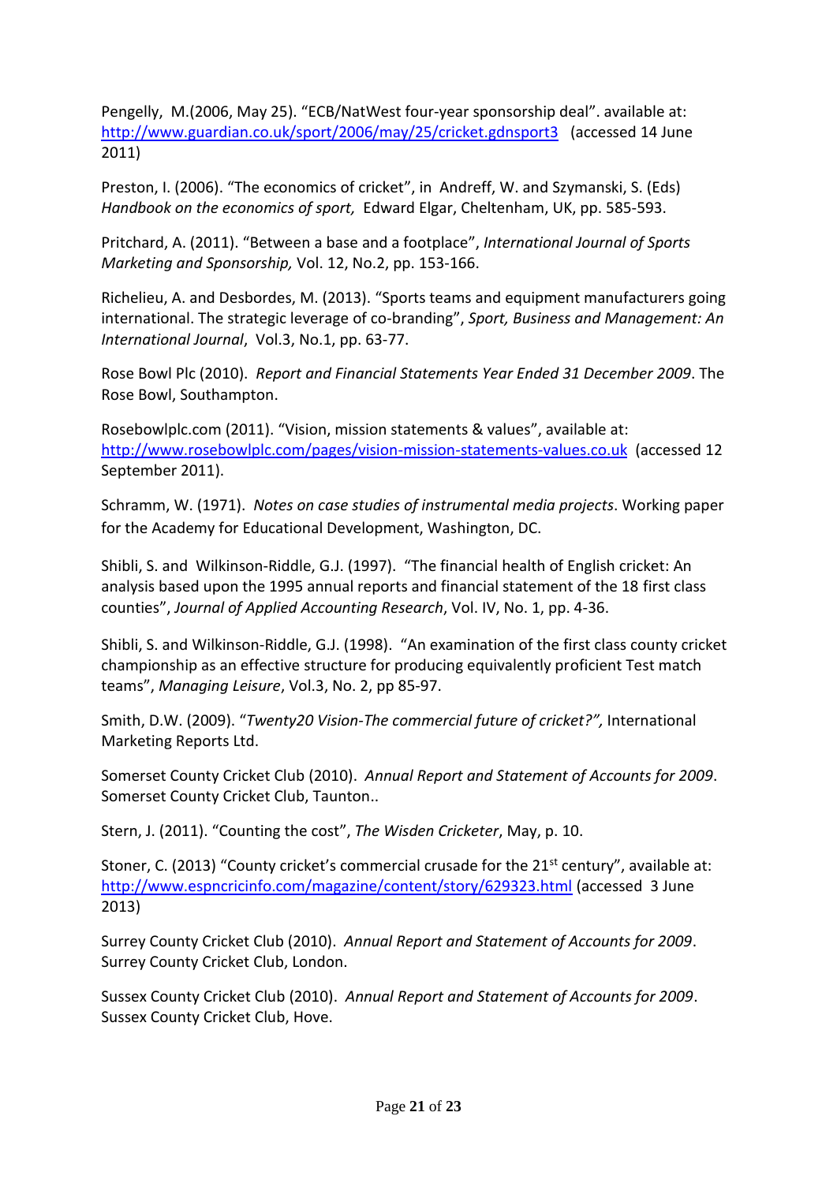Pengelly, M.(2006, May 25). "ECB/NatWest four-year sponsorship deal". available at: http://www.guardian.co.uk/sport/2006/may/25/cricket.gdnsport3 (accessed 14 June 2011)

Preston, I. (2006). "The economics of cricket", in Andreff, W. and Szymanski, S. (Eds) *Handbook on the economics of sport,* Edward Elgar, Cheltenham, UK, pp. 585-593.

Pritchard, A. (2011). "Between a base and a footplace", *International Journal of Sports Marketing and Sponsorship,* Vol. 12, No.2, pp. 153-166.

Richelieu, A. and Desbordes, M. (2013). "Sports teams and equipment manufacturers going international. The strategic leverage of co-branding", *Sport, Business and Management: An International Journal*, Vol.3, No.1, pp. 63-77.

Rose Bowl Plc (2010). *Report and Financial Statements Year Ended 31 December 2009*. The Rose Bowl, Southampton.

Rosebowlplc.com (2011). "Vision, mission statements & values", available at: http://www.rosebowlplc.com/pages/vision-mission-statements-values.co.uk (accessed 12 September 2011).

Schramm, W. (1971). *Notes on case studies of instrumental media projects*. Working paper for the Academy for Educational Development, Washington, DC.

Shibli, S. and Wilkinson-Riddle, G.J. (1997). "The financial health of English cricket: An analysis based upon the 1995 annual reports and financial statement of the 18 first class counties", *Journal of Applied Accounting Research*, Vol. IV, No. 1, pp. 4-36.

Shibli, S. and Wilkinson-Riddle, G.J. (1998). "An examination of the first class county cricket championship as an effective structure for producing equivalently proficient Test match teams", *Managing Leisure*, Vol.3, No. 2, pp 85-97.

Smith, D.W. (2009). "*Twenty20 Vision-The commercial future of cricket?",* International Marketing Reports Ltd.

Somerset County Cricket Club (2010). *Annual Report and Statement of Accounts for 2009*. Somerset County Cricket Club, Taunton..

Stern, J. (2011). "Counting the cost", *The Wisden Cricketer*, May, p. 10.

Stoner, C. (2013) "County cricket's commercial crusade for the 21st century", available at: http://www.espncricinfo.com/magazine/content/story/629323.html (accessed 3 June 2013)

Surrey County Cricket Club (2010). *Annual Report and Statement of Accounts for 2009*. Surrey County Cricket Club, London.

Sussex County Cricket Club (2010). *Annual Report and Statement of Accounts for 2009*. Sussex County Cricket Club, Hove.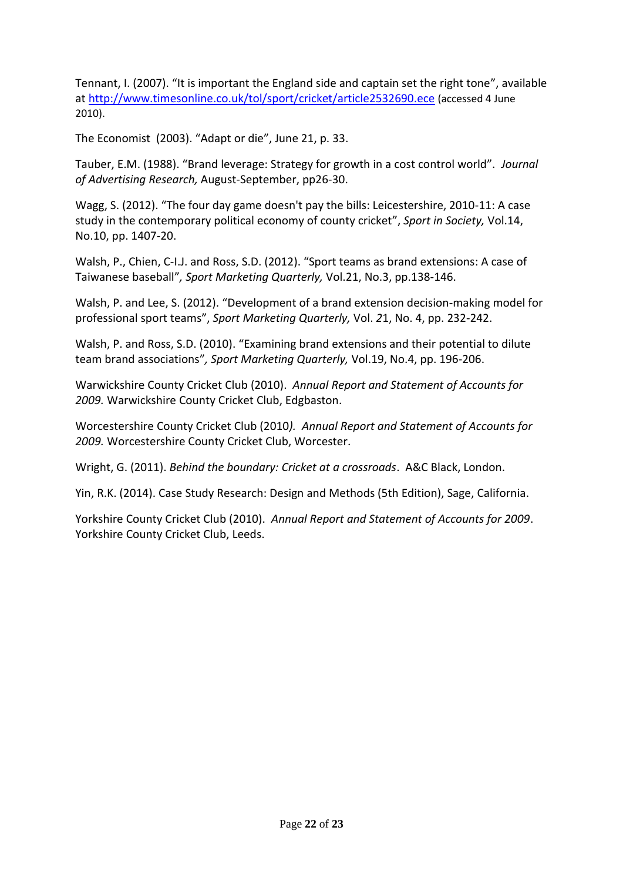Tennant, I. (2007). "It is important the England side and captain set the right tone", available at [http://www.timesonline.co.uk/tol/sport/cricket/article2532690.ece](http://www.timesonline.co.uk/tol/sport/cricket/article2532690.ece) (accessed 4 June 2010).

The Economist (2003). "Adapt or die", June 21, p. 33.

Tauber, E.M. (1988). "Brand leverage: Strategy for growth in a cost control world". *Journal of Advertising Research,* August-September, pp26-30.

Wagg, S. (2012). "The four day game doesn't pay the bills: Leicestershire, 2010-11: A case study in the contemporary political economy of county cricket", *Sport in Society,* Vol.14, No.10, pp. 1407-20.

Walsh, P., Chien, C-I.J. and Ross, S.D. (2012). "Sport teams as brand extensions: A case of Taiwanese baseball", *Sport Marketing Quarterly,* Vol.21, No.3, pp.138-146.

Walsh, P. and Lee, S. (2012). "Development of a brand extension decision-making model for professional sport teams", *Sport Marketing Quarterly,* Vol. 21, No. 4, pp. 232-242.

Walsh, P. and Ross, S.D. (2010). "Examining brand extensions and their potential to dilute team brand associations", *Sport Marketing Quarterly,* Vol.19, No.4, pp. 196-206.

Warwickshire County Cricket Club (2010). *Annual Report and Statement of Accounts for 2009.* Warwickshire County Cricket Club, Edgbaston.

Worcestershire County Cricket Club (2010). *Annual Report and Statement of Accounts for 2009.* Worcestershire County Cricket Club, Worcester.

Wright, G. (2011). *Behind the boundary: Cricket at a crossroads*. A&C Black, London.

Yin, R.K. (2014). Case Study Research: Design and Methods (5th Edition), Sage, California.

Yorkshire County Cricket Club (2010). *Annual Report and Statement of Accounts for 2009*. Yorkshire County Cricket Club, Leeds.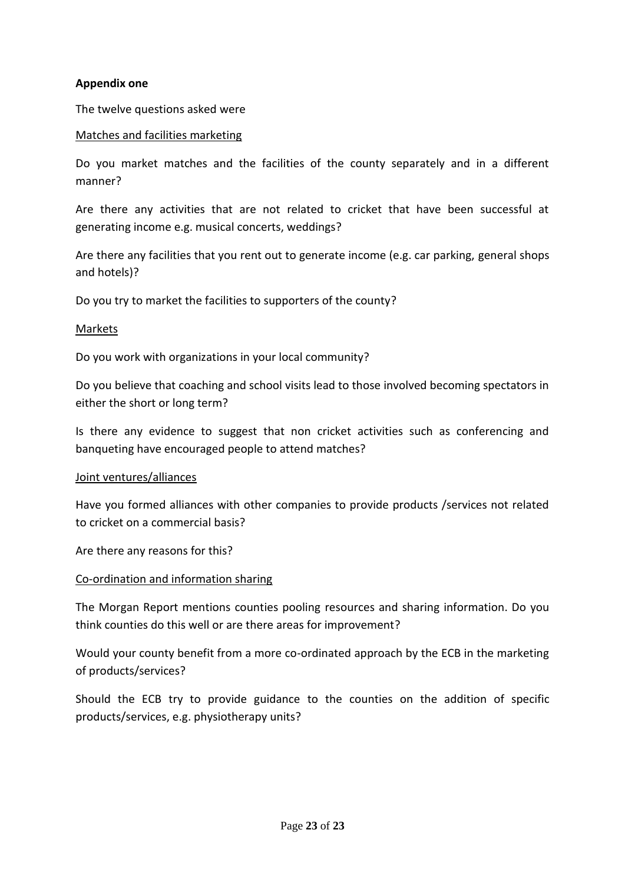**Appendix one**

The twelve questions asked were

Matches and facilities marketing

Do you market matches and the facilities of the county separately and in a different manner?

Are there any activities that are not related to cricket that have been successful at generating income e.g. musical concerts, weddings?

Are there any facilities that you rent out to generate income (e.g. car parking, general shops and hotels)?

Do you try to market the facilities to supporters of the county?

Markets

Do you work with organizations in your local community?

Do you believe that coaching and school visits lead to those involved becoming spectators in either the short or long term?

Is there any evidence to suggest that non cricket activities such as conferencing and banqueting have encouraged people to attend matches?

Joint ventures/alliances

Have you formed alliances with other companies to provide products /services not related to cricket on a commercial basis?

Are there any reasons for this?

Co-ordination and information sharing

The Morgan Report mentions counties pooling resources and sharing information. Do you think counties do this well or are there areas for improvement?

Would your county benefit from a more co-ordinated approach by the ECB in the marketing of products/services?

Should the ECB try to provide guidance to the counties on the addition of specific products/services, e.g. physiotherapy units?